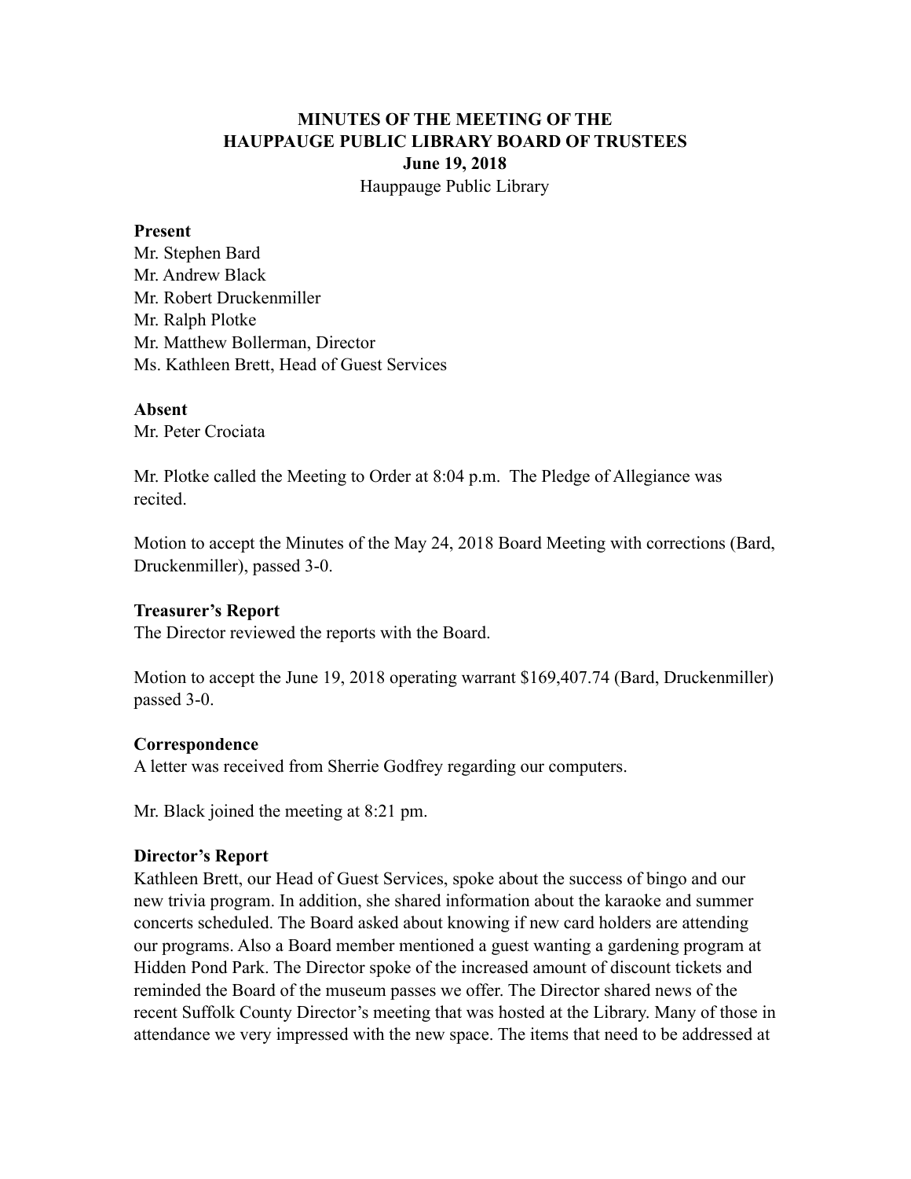**MINUTES OF THE MEETING OF THE**
**HAUPPAUGE PUBLIC LIBRARY BOARD OF TRUSTEES**
**June 19, 2018**
Hauppauge Public Library

**Present**
Mr. Stephen Bard
Mr. Andrew Black
Mr. Robert Druckenmiller
Mr. Ralph Plotke
Mr. Matthew Bollerman, Director
Ms. Kathleen Brett, Head of Guest Services

**Absent**
Mr. Peter Crociata

Mr. Plotke called the Meeting to Order at 8:04 p.m. The Pledge of Allegiance was recited.

Motion to accept the Minutes of the May 24, 2018 Board Meeting with corrections (Bard, Druckenmiller), passed 3-0.

**Treasurer's Report**
The Director reviewed the reports with the Board.

Motion to accept the June 19, 2018 operating warrant $169,407.74 (Bard, Druckenmiller) passed 3-0.

**Correspondence**
A letter was received from Sherrie Godfrey regarding our computers.

Mr. Black joined the meeting at 8:21 pm.

**Director's Report**
Kathleen Brett, our Head of Guest Services, spoke about the success of bingo and our new trivia program. In addition, she shared information about the karaoke and summer concerts scheduled. The Board asked about knowing if new card holders are attending our programs. Also a Board member mentioned a guest wanting a gardening program at Hidden Pond Park. The Director spoke of the increased amount of discount tickets and reminded the Board of the museum passes we offer. The Director shared news of the recent Suffolk County Director's meeting that was hosted at the Library. Many of those in attendance we very impressed with the new space. The items that need to be addressed at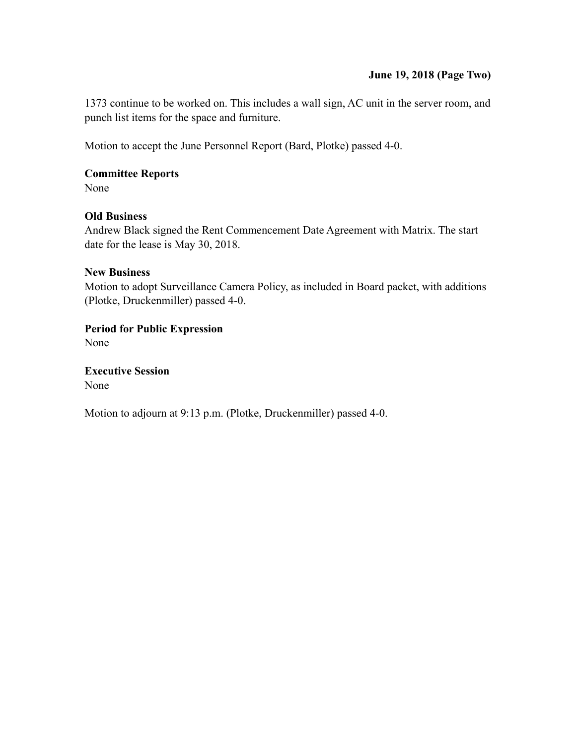1373 continue to be worked on. This includes a wall sign, AC unit in the server room, and punch list items for the space and furniture.

Motion to accept the June Personnel Report (Bard, Plotke) passed 4-0.

**Committee Reports**
None

**Old Business**
Andrew Black signed the Rent Commencement Date Agreement with Matrix. The start date for the lease is May 30, 2018.

**New Business**
Motion to adopt Surveillance Camera Policy, as included in Board packet, with additions (Plotke, Druckenmiller) passed 4-0.

**Period for Public Expression**
None

**Executive Session**
None

Motion to adjourn at 9:13 p.m. (Plotke, Druckenmiller) passed 4-0.